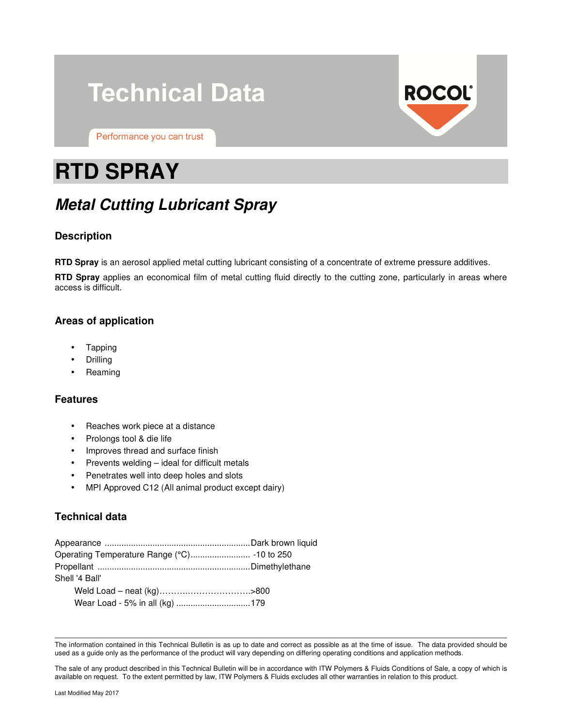# Technical Data

Performance you can trust

# RTD SPRAY

## *Metal Cutting Lubricant Spray*

### Description

**RTD Spray** is an aerosol applied metal cutting lubricant consisting of a concentrate of extreme pressure additives.

**RTD Spray** applies an economical film of metal cutting fluid directly to the cutting zone, particularly in areas where access is difficult.

### Areas of application

- Tapping
- Drilling
- Reaming

### Features

- Reaches work piece at a distance
- Prolongs tool & die life
- Improves thread and surface finish
- Prevents welding – ideal for difficult metals
- Penetrates well into deep holes and slots
- MPI Approved C12 (All animal product except dairy)

### Technical data

Appearance ............................................................Dark brown liquid
Operating Temperature Range (°C)......................... -10 to 250
Propellant ...............................................................Dimethylethane
Shell '4 Ball'
  Weld Load – neat (kg)……….…………………..>800
  Wear Load - 5% in all (kg) ...............................179

---

The information contained in this Technical Bulletin is as up to date and correct as possible as at the time of issue. The data provided should be used as a guide only as the performance of the product will vary depending on differing operating conditions and application methods.

The sale of any product described in this Technical Bulletin will be in accordance with ITW Polymers & Fluids Conditions of Sale, a copy of which is available on request. To the extent permitted by law, ITW Polymers & Fluids excludes all other warranties in relation to this product.

Last Modified May 2017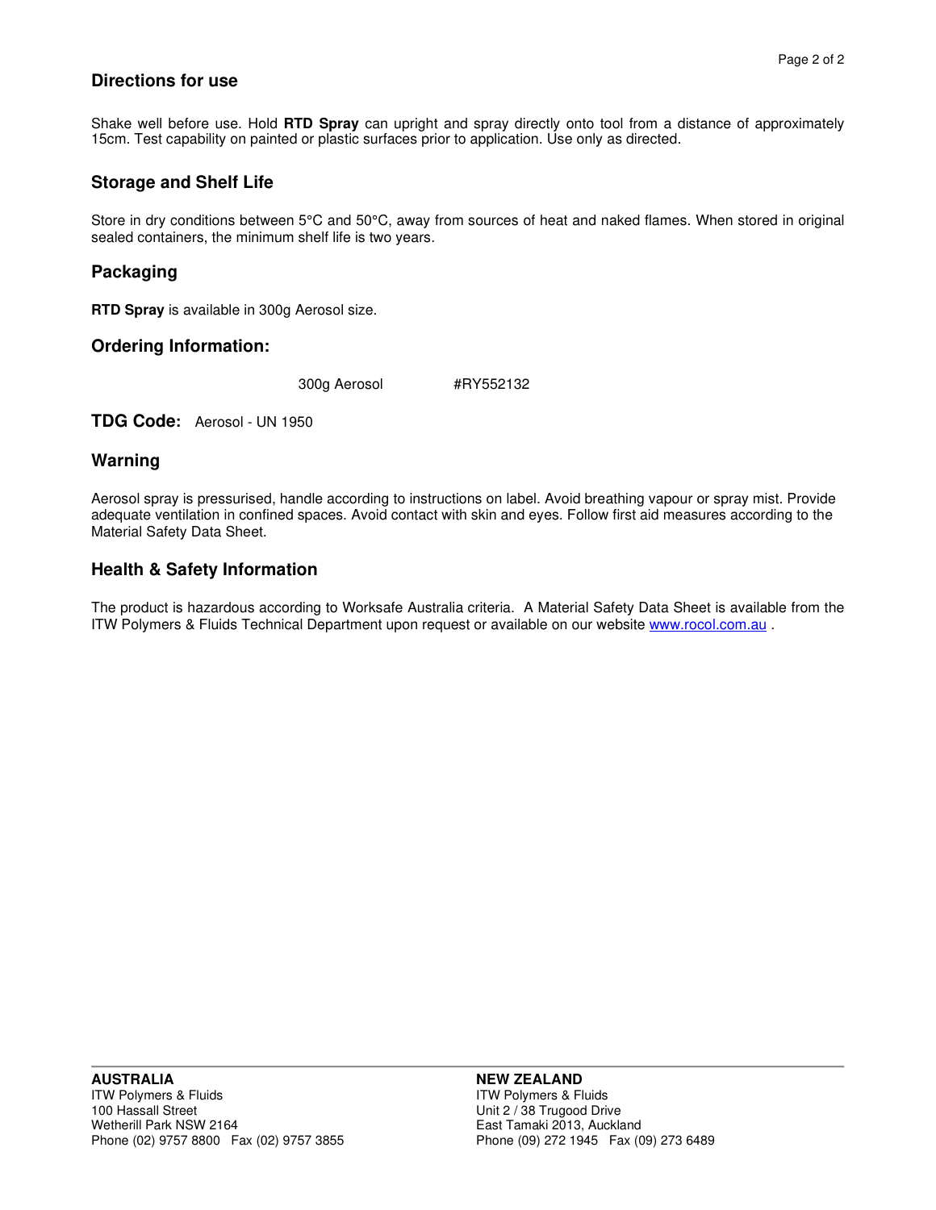## Directions for use

Shake well before use. Hold **RTD Spray** can upright and spray directly onto tool from a distance of approximately 15cm. Test capability on painted or plastic surfaces prior to application. Use only as directed.

## Storage and Shelf Life

Store in dry conditions between 5°C and 50°C, away from sources of heat and naked flames. When stored in original sealed containers, the minimum shelf life is two years.

## Packaging

**RTD Spray** is available in 300g Aerosol size.

## Ordering Information:

| | |
|---|---|
| 300g Aerosol | #RY552132 |

**TDG Code:** Aerosol - UN 1950

## Warning

Aerosol spray is pressurised, handle according to instructions on label. Avoid breathing vapour or spray mist. Provide adequate ventilation in confined spaces. Avoid contact with skin and eyes. Follow first aid measures according to the Material Safety Data Sheet.

## Health & Safety Information

The product is hazardous according to Worksafe Australia criteria. A Material Safety Data Sheet is available from the ITW Polymers & Fluids Technical Department upon request or available on our website www.rocol.com.au .

**AUSTRALIA**
ITW Polymers & Fluids
100 Hassall Street
Wetherill Park NSW 2164
Phone (02) 9757 8800 Fax (02) 9757 3855

**NEW ZEALAND**
ITW Polymers & Fluids
Unit 2 / 38 Trugood Drive
East Tamaki 2013, Auckland
Phone (09) 272 1945 Fax (09) 273 6489